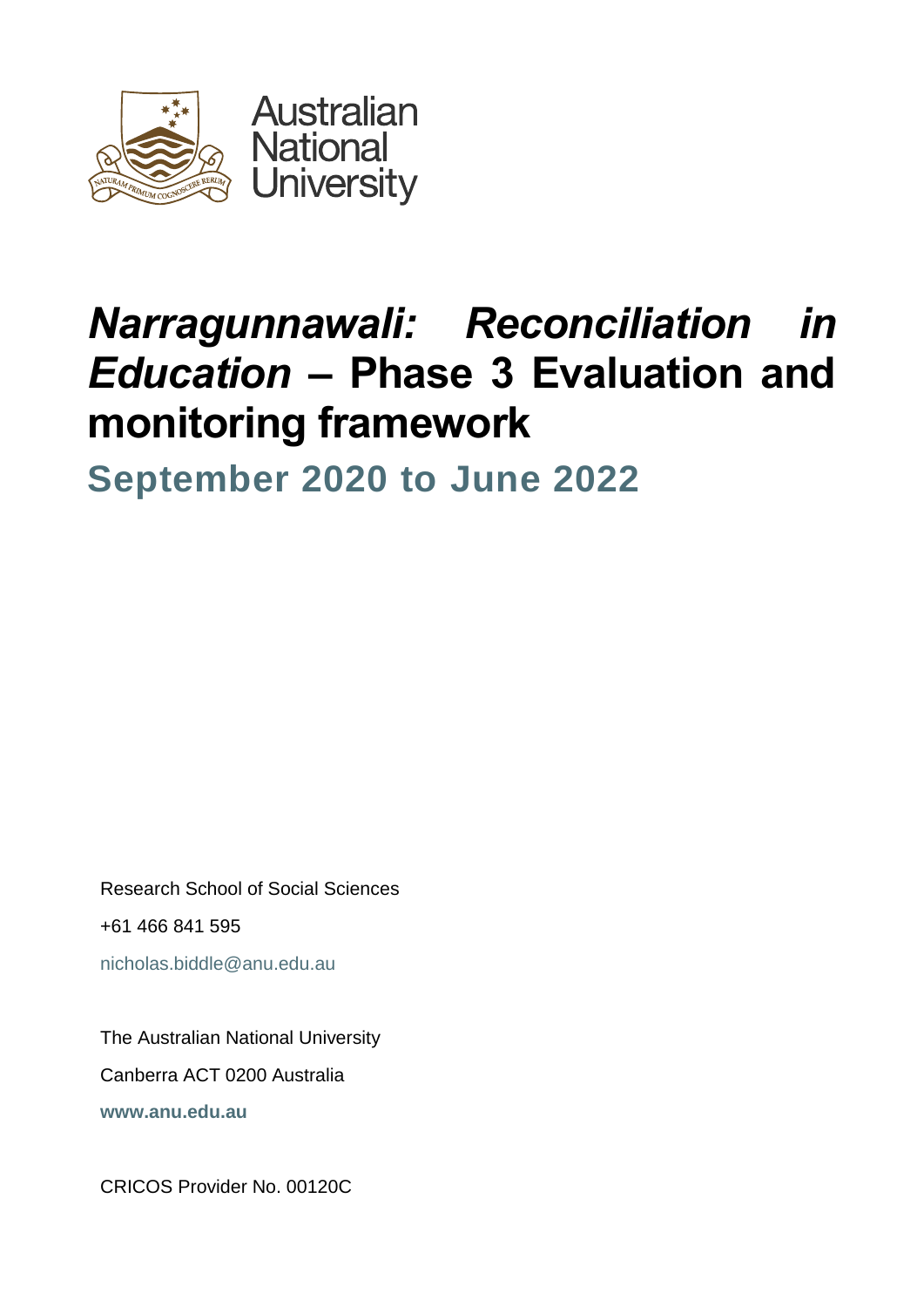Australian National University

# *Narragunnawali: Reconciliation in Education* – Phase 3 Evaluation and monitoring framework

## September 2020 to June 2022

Research School of Social Sciences

+61 466 841 595

nicholas.biddle@anu.edu.au

The Australian National University

Canberra ACT 0200 Australia

**www.anu.edu.au**

CRICOS Provider No. 00120C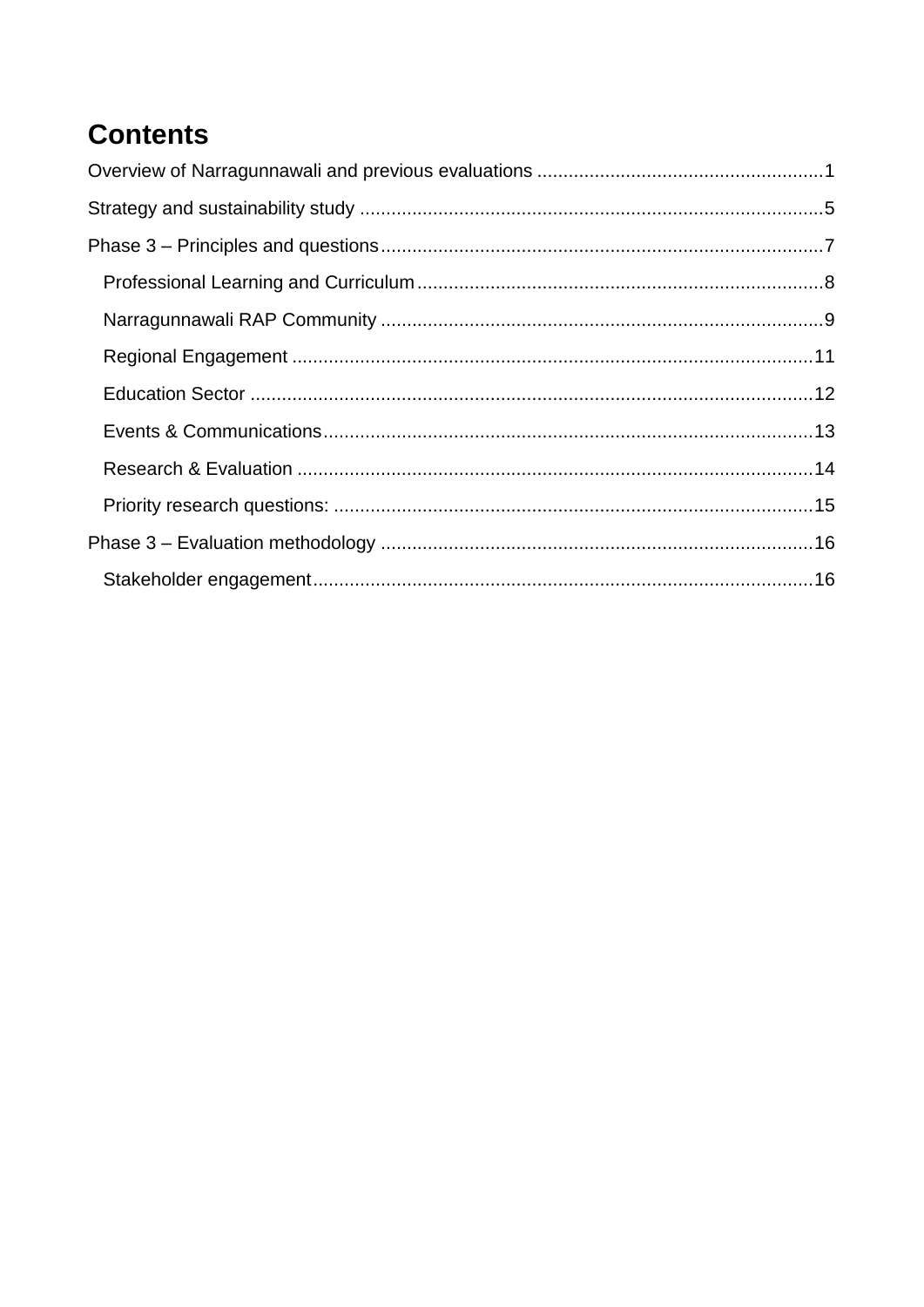# Contents

Overview of Narragunnawali and previous evaluations ....................................................... 1

Strategy and sustainability study ........................................................................................ 5

Phase 3 – Principles and questions .................................................................................... 7

- Professional Learning and Curriculum ............................................................................. 8
- Narragunnawali RAP Community .................................................................................... 9
- Regional Engagement .................................................................................................... 11
- Education Sector ............................................................................................................ 12
- Events & Communications .............................................................................................. 13
- Research & Evaluation ................................................................................................... 14
- Priority research questions: ............................................................................................ 15

Phase 3 – Evaluation methodology ................................................................................... 16

- Stakeholder engagement ................................................................................................ 16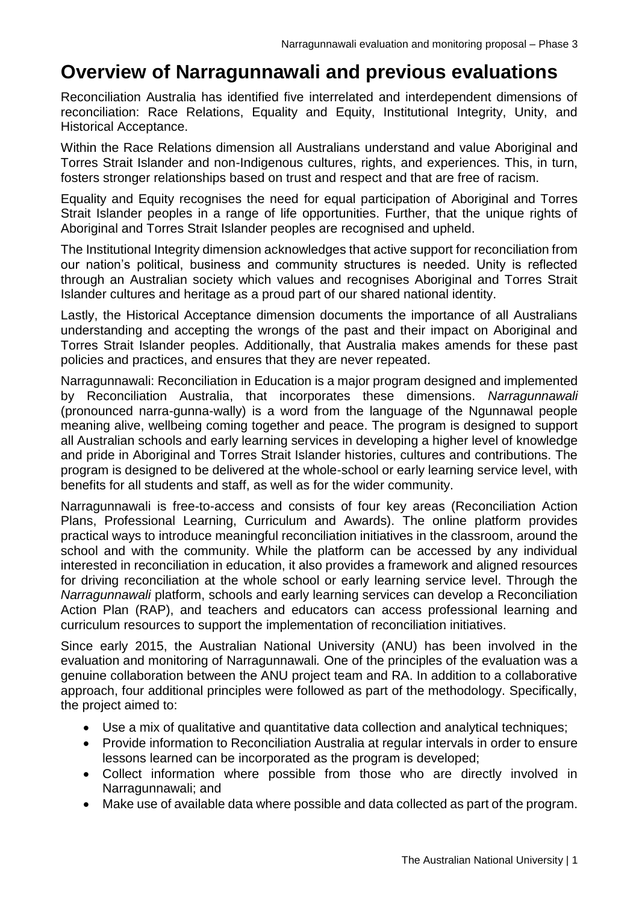# Overview of Narragunnawali and previous evaluations

Reconciliation Australia has identified five interrelated and interdependent dimensions of reconciliation: Race Relations, Equality and Equity, Institutional Integrity, Unity, and Historical Acceptance.

Within the Race Relations dimension all Australians understand and value Aboriginal and Torres Strait Islander and non-Indigenous cultures, rights, and experiences. This, in turn, fosters stronger relationships based on trust and respect and that are free of racism.

Equality and Equity recognises the need for equal participation of Aboriginal and Torres Strait Islander peoples in a range of life opportunities. Further, that the unique rights of Aboriginal and Torres Strait Islander peoples are recognised and upheld.

The Institutional Integrity dimension acknowledges that active support for reconciliation from our nation's political, business and community structures is needed. Unity is reflected through an Australian society which values and recognises Aboriginal and Torres Strait Islander cultures and heritage as a proud part of our shared national identity.

Lastly, the Historical Acceptance dimension documents the importance of all Australians understanding and accepting the wrongs of the past and their impact on Aboriginal and Torres Strait Islander peoples. Additionally, that Australia makes amends for these past policies and practices, and ensures that they are never repeated.

Narragunnawali: Reconciliation in Education is a major program designed and implemented by Reconciliation Australia, that incorporates these dimensions. *Narragunnawali* (pronounced narra-gunna-wally) is a word from the language of the Ngunnawal people meaning alive, wellbeing coming together and peace. The program is designed to support all Australian schools and early learning services in developing a higher level of knowledge and pride in Aboriginal and Torres Strait Islander histories, cultures and contributions. The program is designed to be delivered at the whole-school or early learning service level, with benefits for all students and staff, as well as for the wider community.

Narragunnawali is free-to-access and consists of four key areas (Reconciliation Action Plans, Professional Learning, Curriculum and Awards). The online platform provides practical ways to introduce meaningful reconciliation initiatives in the classroom, around the school and with the community. While the platform can be accessed by any individual interested in reconciliation in education, it also provides a framework and aligned resources for driving reconciliation at the whole school or early learning service level. Through the *Narragunnawali* platform, schools and early learning services can develop a Reconciliation Action Plan (RAP), and teachers and educators can access professional learning and curriculum resources to support the implementation of reconciliation initiatives.

Since early 2015, the Australian National University (ANU) has been involved in the evaluation and monitoring of Narragunnawali*.* One of the principles of the evaluation was a genuine collaboration between the ANU project team and RA. In addition to a collaborative approach, four additional principles were followed as part of the methodology. Specifically, the project aimed to:

- Use a mix of qualitative and quantitative data collection and analytical techniques;
- Provide information to Reconciliation Australia at regular intervals in order to ensure lessons learned can be incorporated as the program is developed;
- Collect information where possible from those who are directly involved in Narragunnawali; and
- Make use of available data where possible and data collected as part of the program.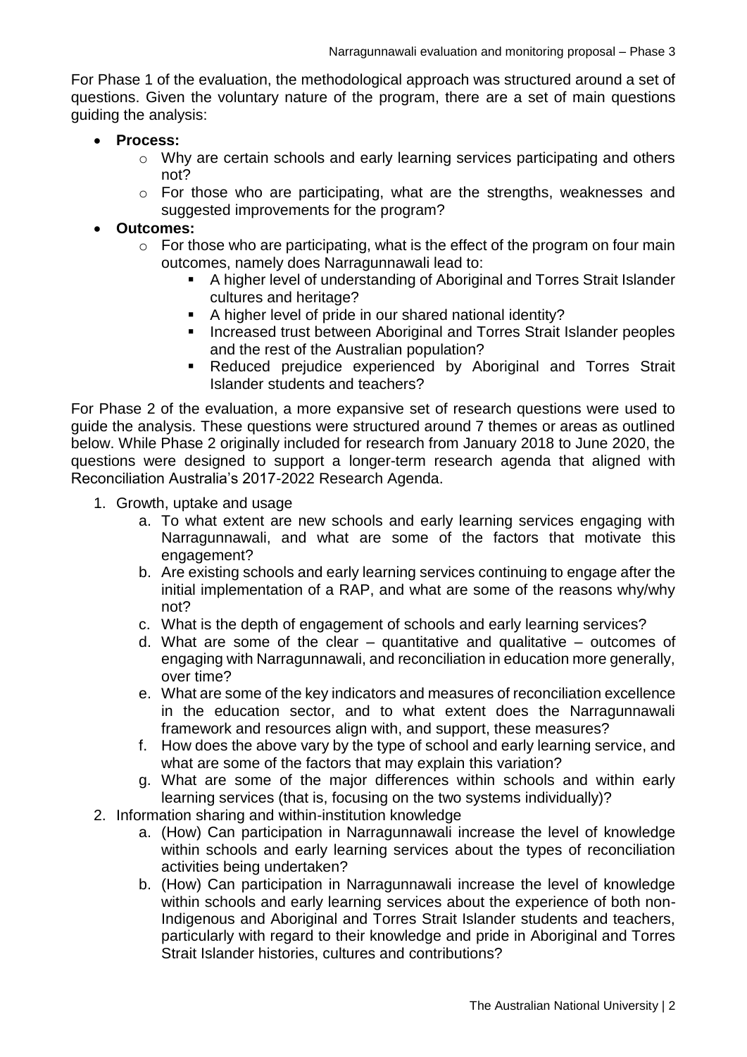For Phase 1 of the evaluation, the methodological approach was structured around a set of questions. Given the voluntary nature of the program, there are a set of main questions guiding the analysis:

- **Process:**
  - Why are certain schools and early learning services participating and others not?
  - For those who are participating, what are the strengths, weaknesses and suggested improvements for the program?
- **Outcomes:**
  - For those who are participating, what is the effect of the program on four main outcomes, namely does Narragunnawali lead to:
    - A higher level of understanding of Aboriginal and Torres Strait Islander cultures and heritage?
    - A higher level of pride in our shared national identity?
    - Increased trust between Aboriginal and Torres Strait Islander peoples and the rest of the Australian population?
    - Reduced prejudice experienced by Aboriginal and Torres Strait Islander students and teachers?

For Phase 2 of the evaluation, a more expansive set of research questions were used to guide the analysis. These questions were structured around 7 themes or areas as outlined below. While Phase 2 originally included for research from January 2018 to June 2020, the questions were designed to support a longer-term research agenda that aligned with Reconciliation Australia's 2017-2022 Research Agenda.

1. Growth, uptake and usage
   a. To what extent are new schools and early learning services engaging with Narragunnawali, and what are some of the factors that motivate this engagement?
   b. Are existing schools and early learning services continuing to engage after the initial implementation of a RAP, and what are some of the reasons why/why not?
   c. What is the depth of engagement of schools and early learning services?
   d. What are some of the clear – quantitative and qualitative – outcomes of engaging with Narragunnawali, and reconciliation in education more generally, over time?
   e. What are some of the key indicators and measures of reconciliation excellence in the education sector, and to what extent does the Narragunnawali framework and resources align with, and support, these measures?
   f. How does the above vary by the type of school and early learning service, and what are some of the factors that may explain this variation?
   g. What are some of the major differences within schools and within early learning services (that is, focusing on the two systems individually)?
2. Information sharing and within-institution knowledge
   a. (How) Can participation in Narragunnawali increase the level of knowledge within schools and early learning services about the types of reconciliation activities being undertaken?
   b. (How) Can participation in Narragunnawali increase the level of knowledge within schools and early learning services about the experience of both non-Indigenous and Aboriginal and Torres Strait Islander students and teachers, particularly with regard to their knowledge and pride in Aboriginal and Torres Strait Islander histories, cultures and contributions?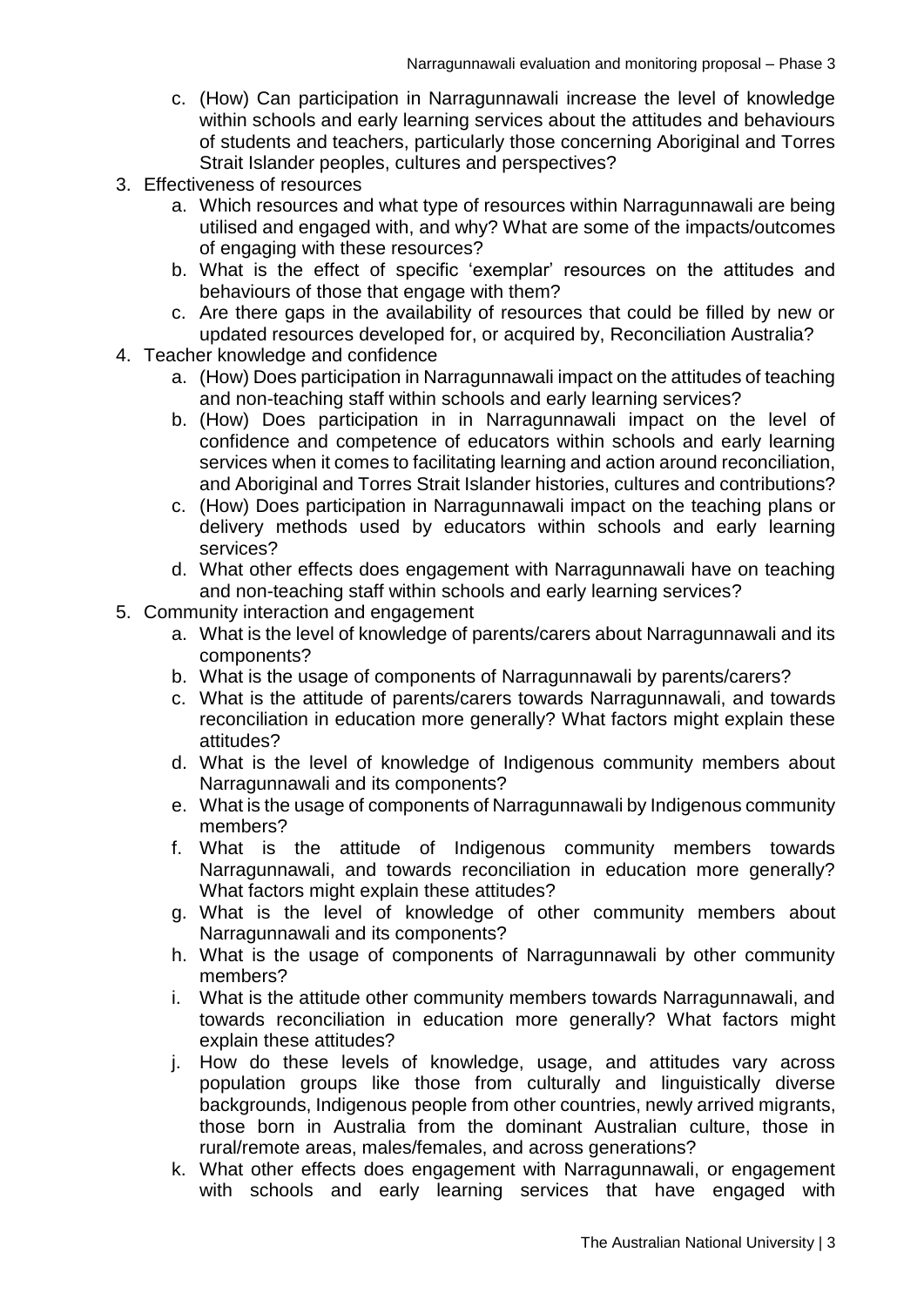c. (How) Can participation in Narragunnawali increase the level of knowledge within schools and early learning services about the attitudes and behaviours of students and teachers, particularly those concerning Aboriginal and Torres Strait Islander peoples, cultures and perspectives?

3. Effectiveness of resources
   a. Which resources and what type of resources within Narragunnawali are being utilised and engaged with, and why? What are some of the impacts/outcomes of engaging with these resources?
   b. What is the effect of specific 'exemplar' resources on the attitudes and behaviours of those that engage with them?
   c. Are there gaps in the availability of resources that could be filled by new or updated resources developed for, or acquired by, Reconciliation Australia?
4. Teacher knowledge and confidence
   a. (How) Does participation in Narragunnawali impact on the attitudes of teaching and non-teaching staff within schools and early learning services?
   b. (How) Does participation in in Narragunnawali impact on the level of confidence and competence of educators within schools and early learning services when it comes to facilitating learning and action around reconciliation, and Aboriginal and Torres Strait Islander histories, cultures and contributions?
   c. (How) Does participation in Narragunnawali impact on the teaching plans or delivery methods used by educators within schools and early learning services?
   d. What other effects does engagement with Narragunnawali have on teaching and non-teaching staff within schools and early learning services?
5. Community interaction and engagement
   a. What is the level of knowledge of parents/carers about Narragunnawali and its components?
   b. What is the usage of components of Narragunnawali by parents/carers?
   c. What is the attitude of parents/carers towards Narragunnawali, and towards reconciliation in education more generally? What factors might explain these attitudes?
   d. What is the level of knowledge of Indigenous community members about Narragunnawali and its components?
   e. What is the usage of components of Narragunnawali by Indigenous community members?
   f. What is the attitude of Indigenous community members towards Narragunnawali, and towards reconciliation in education more generally? What factors might explain these attitudes?
   g. What is the level of knowledge of other community members about Narragunnawali and its components?
   h. What is the usage of components of Narragunnawali by other community members?
   i. What is the attitude other community members towards Narragunnawali, and towards reconciliation in education more generally? What factors might explain these attitudes?
   j. How do these levels of knowledge, usage, and attitudes vary across population groups like those from culturally and linguistically diverse backgrounds, Indigenous people from other countries, newly arrived migrants, those born in Australia from the dominant Australian culture, those in rural/remote areas, males/females, and across generations?
   k. What other effects does engagement with Narragunnawali, or engagement with schools and early learning services that have engaged with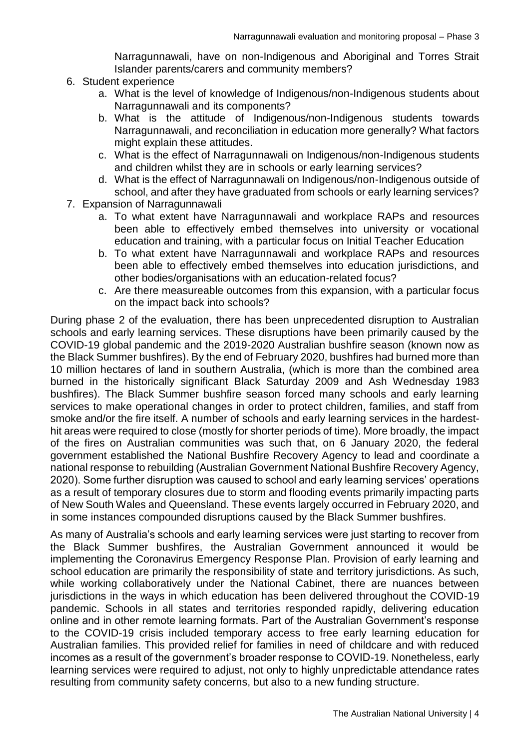Narragunnawali, have on non-Indigenous and Aboriginal and Torres Strait Islander parents/carers and community members?

6. Student experience
    a. What is the level of knowledge of Indigenous/non-Indigenous students about Narragunnawali and its components?
    b. What is the attitude of Indigenous/non-Indigenous students towards Narragunnawali, and reconciliation in education more generally? What factors might explain these attitudes.
    c. What is the effect of Narragunnawali on Indigenous/non-Indigenous students and children whilst they are in schools or early learning services?
    d. What is the effect of Narragunnawali on Indigenous/non-Indigenous outside of school, and after they have graduated from schools or early learning services?
7. Expansion of Narragunnawali
    a. To what extent have Narragunnawali and workplace RAPs and resources been able to effectively embed themselves into university or vocational education and training, with a particular focus on Initial Teacher Education
    b. To what extent have Narragunnawali and workplace RAPs and resources been able to effectively embed themselves into education jurisdictions, and other bodies/organisations with an education-related focus?
    c. Are there measureable outcomes from this expansion, with a particular focus on the impact back into schools?

During phase 2 of the evaluation, there has been unprecedented disruption to Australian schools and early learning services. These disruptions have been primarily caused by the COVID-19 global pandemic and the 2019-2020 Australian bushfire season (known now as the Black Summer bushfires). By the end of February 2020, bushfires had burned more than 10 million hectares of land in southern Australia, (which is more than the combined area burned in the historically significant Black Saturday 2009 and Ash Wednesday 1983 bushfires). The Black Summer bushfire season forced many schools and early learning services to make operational changes in order to protect children, families, and staff from smoke and/or the fire itself. A number of schools and early learning services in the hardest-hit areas were required to close (mostly for shorter periods of time). More broadly, the impact of the fires on Australian communities was such that, on 6 January 2020, the federal government established the National Bushfire Recovery Agency to lead and coordinate a national response to rebuilding (Australian Government National Bushfire Recovery Agency, 2020). Some further disruption was caused to school and early learning services' operations as a result of temporary closures due to storm and flooding events primarily impacting parts of New South Wales and Queensland. These events largely occurred in February 2020, and in some instances compounded disruptions caused by the Black Summer bushfires.

As many of Australia's schools and early learning services were just starting to recover from the Black Summer bushfires, the Australian Government announced it would be implementing the Coronavirus Emergency Response Plan. Provision of early learning and school education are primarily the responsibility of state and territory jurisdictions. As such, while working collaboratively under the National Cabinet, there are nuances between jurisdictions in the ways in which education has been delivered throughout the COVID-19 pandemic. Schools in all states and territories responded rapidly, delivering education online and in other remote learning formats. Part of the Australian Government's response to the COVID-19 crisis included temporary access to free early learning education for Australian families. This provided relief for families in need of childcare and with reduced incomes as a result of the government's broader response to COVID-19. Nonetheless, early learning services were required to adjust, not only to highly unpredictable attendance rates resulting from community safety concerns, but also to a new funding structure.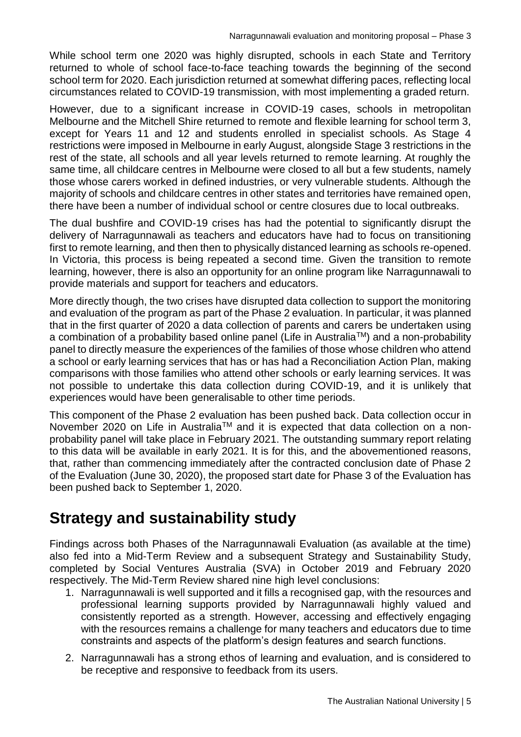While school term one 2020 was highly disrupted, schools in each State and Territory returned to whole of school face-to-face teaching towards the beginning of the second school term for 2020. Each jurisdiction returned at somewhat differing paces, reflecting local circumstances related to COVID-19 transmission, with most implementing a graded return.

However, due to a significant increase in COVID-19 cases, schools in metropolitan Melbourne and the Mitchell Shire returned to remote and flexible learning for school term 3, except for Years 11 and 12 and students enrolled in specialist schools. As Stage 4 restrictions were imposed in Melbourne in early August, alongside Stage 3 restrictions in the rest of the state, all schools and all year levels returned to remote learning. At roughly the same time, all childcare centres in Melbourne were closed to all but a few students, namely those whose carers worked in defined industries, or very vulnerable students. Although the majority of schools and childcare centres in other states and territories have remained open, there have been a number of individual school or centre closures due to local outbreaks.

The dual bushfire and COVID-19 crises has had the potential to significantly disrupt the delivery of Narragunnawali as teachers and educators have had to focus on transitioning first to remote learning, and then then to physically distanced learning as schools re-opened. In Victoria, this process is being repeated a second time. Given the transition to remote learning, however, there is also an opportunity for an online program like Narragunnawali to provide materials and support for teachers and educators.

More directly though, the two crises have disrupted data collection to support the monitoring and evaluation of the program as part of the Phase 2 evaluation. In particular, it was planned that in the first quarter of 2020 a data collection of parents and carers be undertaken using a combination of a probability based online panel (Life in Australia™) and a non-probability panel to directly measure the experiences of the families of those whose children who attend a school or early learning services that has or has had a Reconciliation Action Plan, making comparisons with those families who attend other schools or early learning services. It was not possible to undertake this data collection during COVID-19, and it is unlikely that experiences would have been generalisable to other time periods.

This component of the Phase 2 evaluation has been pushed back. Data collection occur in November 2020 on Life in Australia™ and it is expected that data collection on a non-probability panel will take place in February 2021. The outstanding summary report relating to this data will be available in early 2021. It is for this, and the abovementioned reasons, that, rather than commencing immediately after the contracted conclusion date of Phase 2 of the Evaluation (June 30, 2020), the proposed start date for Phase 3 of the Evaluation has been pushed back to September 1, 2020.

# Strategy and sustainability study

Findings across both Phases of the Narragunnawali Evaluation (as available at the time) also fed into a Mid-Term Review and a subsequent Strategy and Sustainability Study, completed by Social Ventures Australia (SVA) in October 2019 and February 2020 respectively. The Mid-Term Review shared nine high level conclusions:

1. Narragunnawali is well supported and it fills a recognised gap, with the resources and professional learning supports provided by Narragunnawali highly valued and consistently reported as a strength. However, accessing and effectively engaging with the resources remains a challenge for many teachers and educators due to time constraints and aspects of the platform's design features and search functions.
2. Narragunnawali has a strong ethos of learning and evaluation, and is considered to be receptive and responsive to feedback from its users.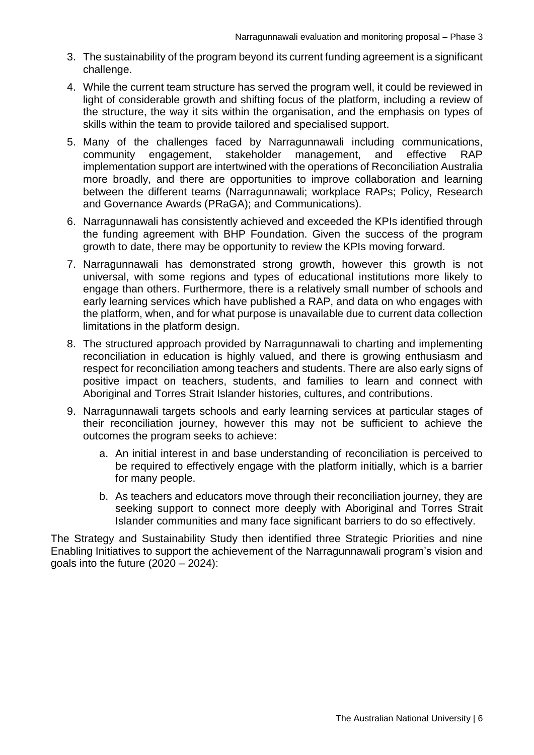3. The sustainability of the program beyond its current funding agreement is a significant challenge.
4. While the current team structure has served the program well, it could be reviewed in light of considerable growth and shifting focus of the platform, including a review of the structure, the way it sits within the organisation, and the emphasis on types of skills within the team to provide tailored and specialised support.
5. Many of the challenges faced by Narragunnawali including communications, community engagement, stakeholder management, and effective RAP implementation support are intertwined with the operations of Reconciliation Australia more broadly, and there are opportunities to improve collaboration and learning between the different teams (Narragunnawali; workplace RAPs; Policy, Research and Governance Awards (PRaGA); and Communications).
6. Narragunnawali has consistently achieved and exceeded the KPIs identified through the funding agreement with BHP Foundation. Given the success of the program growth to date, there may be opportunity to review the KPIs moving forward.
7. Narragunnawali has demonstrated strong growth, however this growth is not universal, with some regions and types of educational institutions more likely to engage than others. Furthermore, there is a relatively small number of schools and early learning services which have published a RAP, and data on who engages with the platform, when, and for what purpose is unavailable due to current data collection limitations in the platform design.
8. The structured approach provided by Narragunnawali to charting and implementing reconciliation in education is highly valued, and there is growing enthusiasm and respect for reconciliation among teachers and students. There are also early signs of positive impact on teachers, students, and families to learn and connect with Aboriginal and Torres Strait Islander histories, cultures, and contributions.
9. Narragunnawali targets schools and early learning services at particular stages of their reconciliation journey, however this may not be sufficient to achieve the outcomes the program seeks to achieve:
   a. An initial interest in and base understanding of reconciliation is perceived to be required to effectively engage with the platform initially, which is a barrier for many people.
   b. As teachers and educators move through their reconciliation journey, they are seeking support to connect more deeply with Aboriginal and Torres Strait Islander communities and many face significant barriers to do so effectively.

The Strategy and Sustainability Study then identified three Strategic Priorities and nine Enabling Initiatives to support the achievement of the Narragunnawali program's vision and goals into the future (2020 – 2024):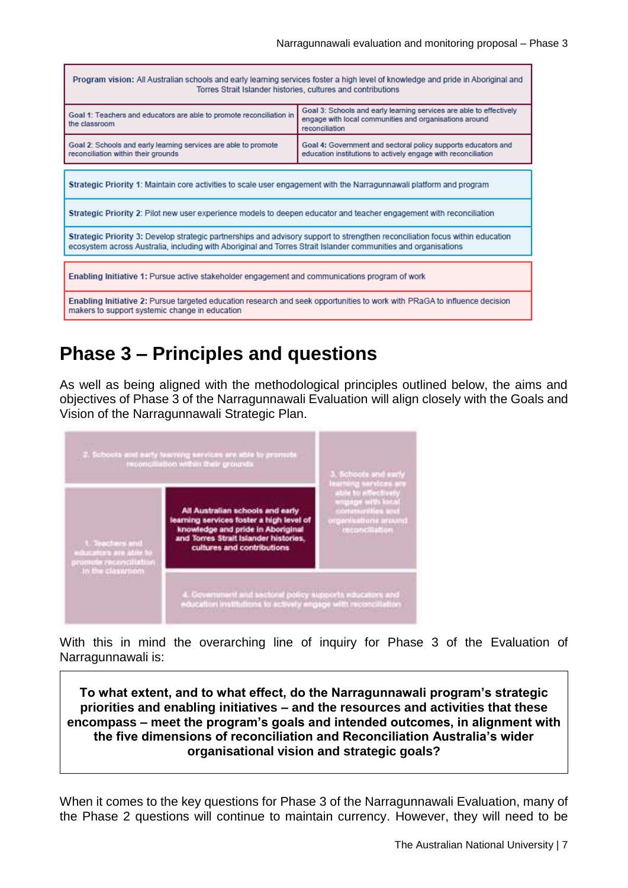| Program vision: All Australian schools and early learning services foster a high level of knowledge and pride in Aboriginal and Torres Strait Islander histories, cultures and contributions | |
|---|---|
| **Goal 1**: Teachers and educators are able to promote reconciliation in the classroom | **Goal 3**: Schools and early learning services are able to effectively engage with local communities and organisations around reconciliation |
| **Goal 2**: Schools and early learning services are able to promote reconciliation within their grounds | **Goal 4**: Government and sectoral policy supports educators and education institutions to actively engage with reconciliation |

| |
|---|
| **Strategic Priority 1**: Maintain core activities to scale user engagement with the Narragunnawali platform and program |
| **Strategic Priority 2**: Pilot new user experience models to deepen educator and teacher engagement with reconciliation |
| **Strategic Priority 3**: Develop strategic partnerships and advisory support to strengthen reconciliation focus within education ecosystem across Australia, including with Aboriginal and Torres Strait Islander communities and organisations |

| |
|---|
| **Enabling Initiative 1:** Pursue active stakeholder engagement and communications program of work |
| **Enabling Initiative 2:** Pursue targeted education research and seek opportunities to work with PRaGA to influence decision makers to support systemic change in education |

# Phase 3 – Principles and questions

As well as being aligned with the methodological principles outlined below, the aims and objectives of Phase 3 of the Narragunnawali Evaluation will align closely with the Goals and Vision of the Narragunnawali Strategic Plan.

| | | |
|---|---|---|
| | 2. Schools and early learning services are able to promote reconciliation within their grounds | 3. Schools and early learning services are able to effectively engage with local communities and organisations around reconciliation |
| 1. Teachers and educators are able to promote reconciliation in the classroom | **All Australian schools and early learning services foster a high level of knowledge and pride in Aboriginal and Torres Strait Islander histories, cultures and contributions** | |
| | 4. Government and sectoral policy supports educators and education institutions to actively engage with reconciliation | |

With this in mind the overarching line of inquiry for Phase 3 of the Evaluation of Narragunnawali is:

> **To what extent, and to what effect, do the Narragunnawali program's strategic priorities and enabling initiatives – and the resources and activities that these encompass – meet the program's goals and intended outcomes, in alignment with the five dimensions of reconciliation and Reconciliation Australia's wider organisational vision and strategic goals?**

When it comes to the key questions for Phase 3 of the Narragunnawali Evaluation, many of the Phase 2 questions will continue to maintain currency. However, they will need to be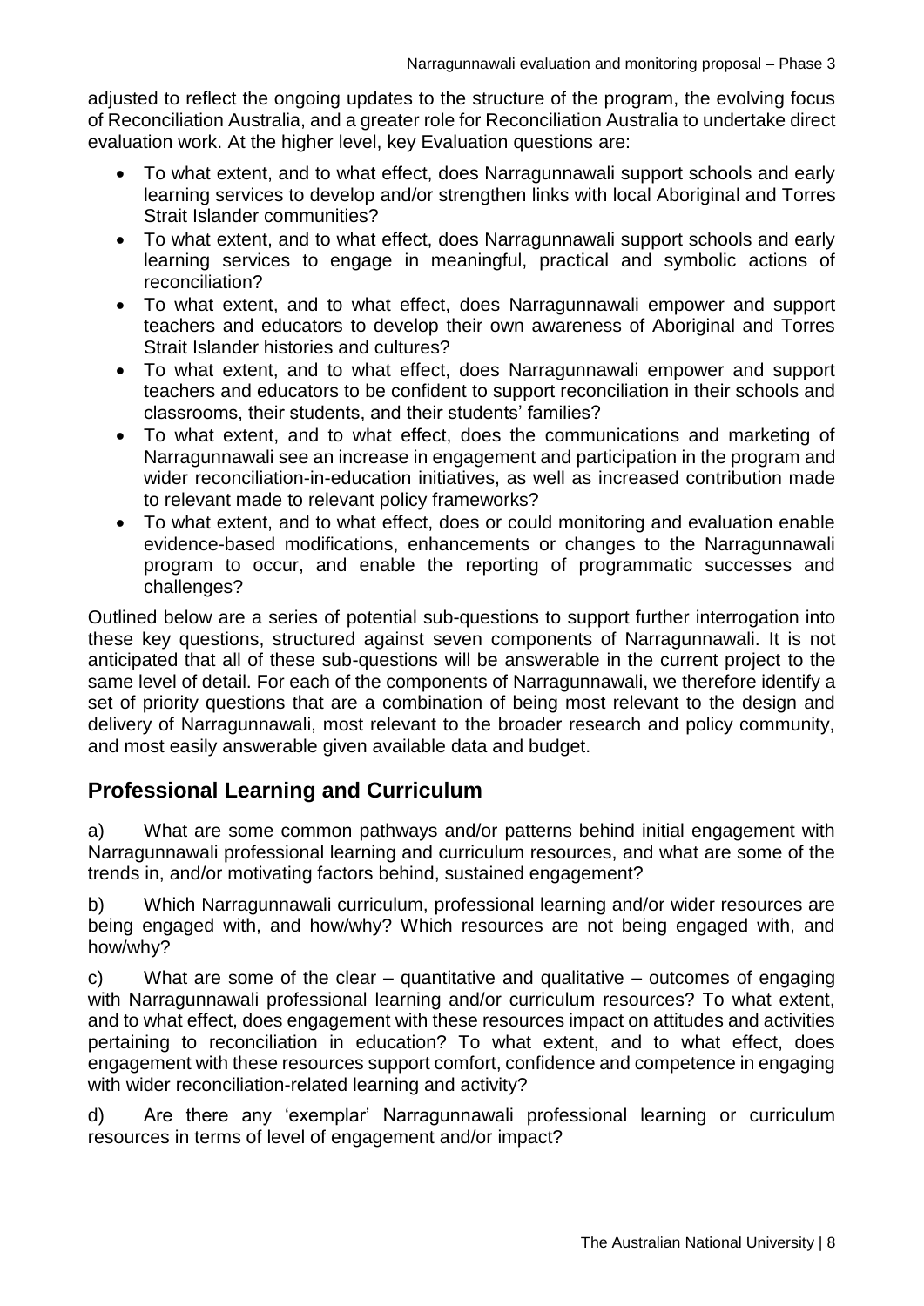adjusted to reflect the ongoing updates to the structure of the program, the evolving focus of Reconciliation Australia, and a greater role for Reconciliation Australia to undertake direct evaluation work. At the higher level, key Evaluation questions are:

- To what extent, and to what effect, does Narragunnawali support schools and early learning services to develop and/or strengthen links with local Aboriginal and Torres Strait Islander communities?
- To what extent, and to what effect, does Narragunnawali support schools and early learning services to engage in meaningful, practical and symbolic actions of reconciliation?
- To what extent, and to what effect, does Narragunnawali empower and support teachers and educators to develop their own awareness of Aboriginal and Torres Strait Islander histories and cultures?
- To what extent, and to what effect, does Narragunnawali empower and support teachers and educators to be confident to support reconciliation in their schools and classrooms, their students, and their students' families?
- To what extent, and to what effect, does the communications and marketing of Narragunnawali see an increase in engagement and participation in the program and wider reconciliation-in-education initiatives, as well as increased contribution made to relevant made to relevant policy frameworks?
- To what extent, and to what effect, does or could monitoring and evaluation enable evidence-based modifications, enhancements or changes to the Narragunnawali program to occur, and enable the reporting of programmatic successes and challenges?

Outlined below are a series of potential sub-questions to support further interrogation into these key questions, structured against seven components of Narragunnawali. It is not anticipated that all of these sub-questions will be answerable in the current project to the same level of detail. For each of the components of Narragunnawali, we therefore identify a set of priority questions that are a combination of being most relevant to the design and delivery of Narragunnawali, most relevant to the broader research and policy community, and most easily answerable given available data and budget.

## Professional Learning and Curriculum

a) What are some common pathways and/or patterns behind initial engagement with Narragunnawali professional learning and curriculum resources, and what are some of the trends in, and/or motivating factors behind, sustained engagement?

b) Which Narragunnawali curriculum, professional learning and/or wider resources are being engaged with, and how/why? Which resources are not being engaged with, and how/why?

c) What are some of the clear – quantitative and qualitative – outcomes of engaging with Narragunnawali professional learning and/or curriculum resources? To what extent, and to what effect, does engagement with these resources impact on attitudes and activities pertaining to reconciliation in education? To what extent, and to what effect, does engagement with these resources support comfort, confidence and competence in engaging with wider reconciliation-related learning and activity?

d) Are there any 'exemplar' Narragunnawali professional learning or curriculum resources in terms of level of engagement and/or impact?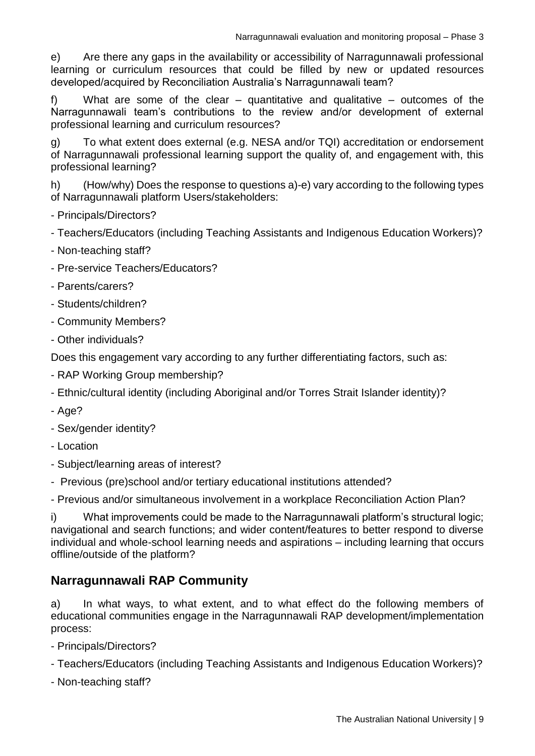e) Are there any gaps in the availability or accessibility of Narragunnawali professional learning or curriculum resources that could be filled by new or updated resources developed/acquired by Reconciliation Australia's Narragunnawali team?

f) What are some of the clear – quantitative and qualitative – outcomes of the Narragunnawali team's contributions to the review and/or development of external professional learning and curriculum resources?

g) To what extent does external (e.g. NESA and/or TQI) accreditation or endorsement of Narragunnawali professional learning support the quality of, and engagement with, this professional learning?

h) (How/why) Does the response to questions a)-e) vary according to the following types of Narragunnawali platform Users/stakeholders:

- Principals/Directors?
- Teachers/Educators (including Teaching Assistants and Indigenous Education Workers)?
- Non-teaching staff?
- Pre-service Teachers/Educators?
- Parents/carers?
- Students/children?
- Community Members?
- Other individuals?

Does this engagement vary according to any further differentiating factors, such as:

- RAP Working Group membership?
- Ethnic/cultural identity (including Aboriginal and/or Torres Strait Islander identity)?
- Age?
- Sex/gender identity?
- Location
- Subject/learning areas of interest?
- Previous (pre)school and/or tertiary educational institutions attended?
- Previous and/or simultaneous involvement in a workplace Reconciliation Action Plan?

i) What improvements could be made to the Narragunnawali platform's structural logic; navigational and search functions; and wider content/features to better respond to diverse individual and whole-school learning needs and aspirations – including learning that occurs offline/outside of the platform?

## Narragunnawali RAP Community

a) In what ways, to what extent, and to what effect do the following members of educational communities engage in the Narragunnawali RAP development/implementation process:

- Principals/Directors?
- Teachers/Educators (including Teaching Assistants and Indigenous Education Workers)?
- Non-teaching staff?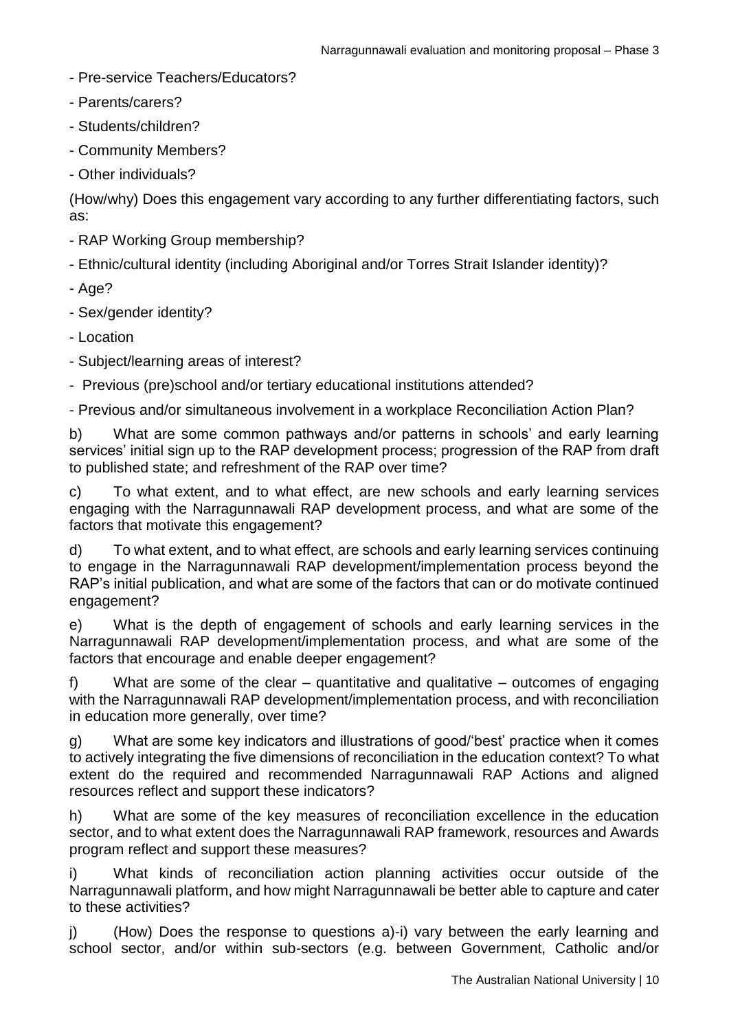- Pre-service Teachers/Educators?

- Parents/carers?

- Students/children?

- Community Members?

- Other individuals?

(How/why) Does this engagement vary according to any further differentiating factors, such as:

- RAP Working Group membership?

- Ethnic/cultural identity (including Aboriginal and/or Torres Strait Islander identity)?

- Age?

- Sex/gender identity?

- Location

- Subject/learning areas of interest?

- Previous (pre)school and/or tertiary educational institutions attended?

- Previous and/or simultaneous involvement in a workplace Reconciliation Action Plan?

b) What are some common pathways and/or patterns in schools' and early learning services' initial sign up to the RAP development process; progression of the RAP from draft to published state; and refreshment of the RAP over time?

c) To what extent, and to what effect, are new schools and early learning services engaging with the Narragunnawali RAP development process, and what are some of the factors that motivate this engagement?

d) To what extent, and to what effect, are schools and early learning services continuing to engage in the Narragunnawali RAP development/implementation process beyond the RAP's initial publication, and what are some of the factors that can or do motivate continued engagement?

e) What is the depth of engagement of schools and early learning services in the Narragunnawali RAP development/implementation process, and what are some of the factors that encourage and enable deeper engagement?

f) What are some of the clear – quantitative and qualitative – outcomes of engaging with the Narragunnawali RAP development/implementation process, and with reconciliation in education more generally, over time?

g) What are some key indicators and illustrations of good/'best' practice when it comes to actively integrating the five dimensions of reconciliation in the education context? To what extent do the required and recommended Narragunnawali RAP Actions and aligned resources reflect and support these indicators?

h) What are some of the key measures of reconciliation excellence in the education sector, and to what extent does the Narragunnawali RAP framework, resources and Awards program reflect and support these measures?

i) What kinds of reconciliation action planning activities occur outside of the Narragunnawali platform, and how might Narragunnawali be better able to capture and cater to these activities?

j) (How) Does the response to questions a)-i) vary between the early learning and school sector, and/or within sub-sectors (e.g. between Government, Catholic and/or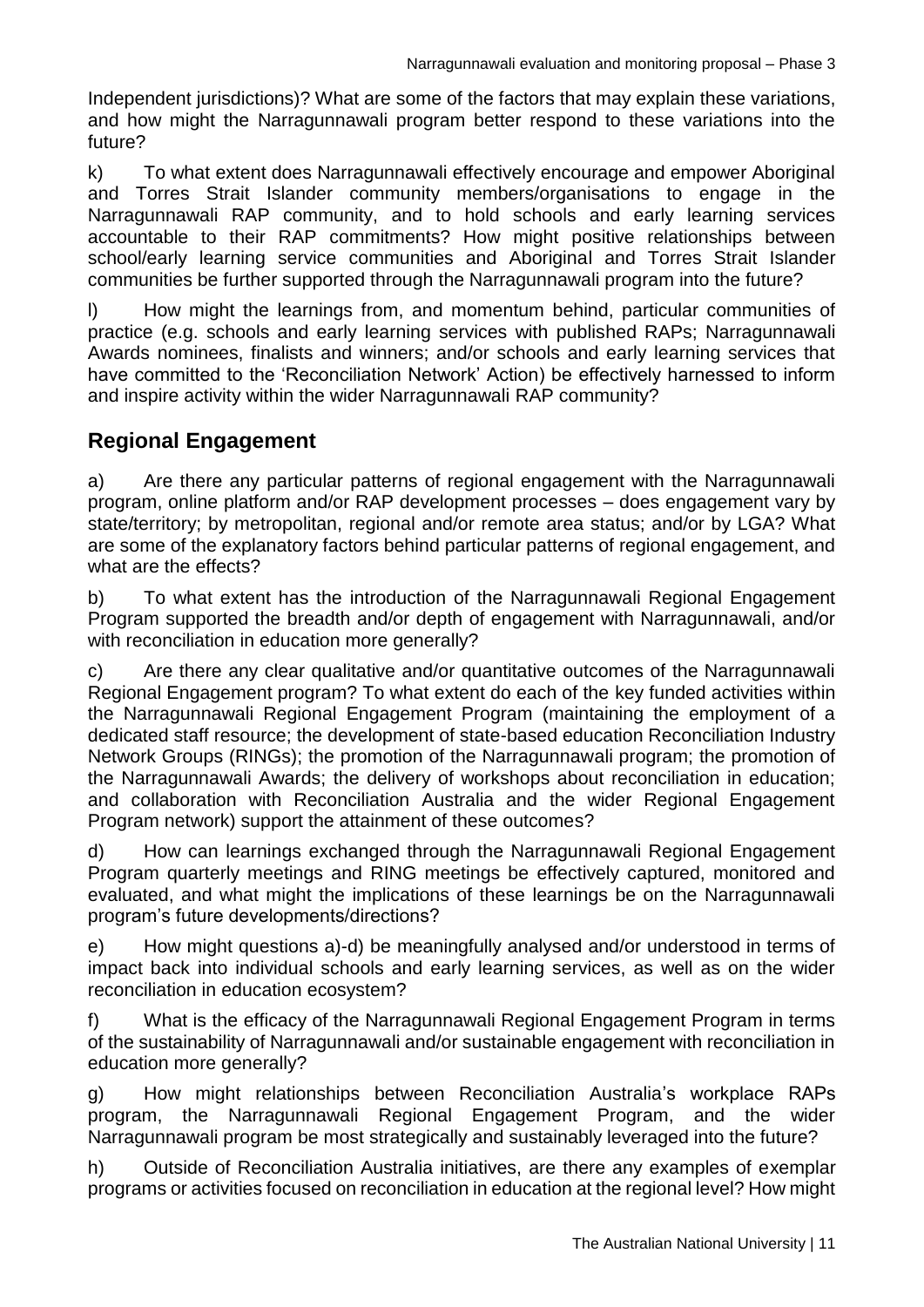Independent jurisdictions)? What are some of the factors that may explain these variations, and how might the Narragunnawali program better respond to these variations into the future?

k) To what extent does Narragunnawali effectively encourage and empower Aboriginal and Torres Strait Islander community members/organisations to engage in the Narragunnawali RAP community, and to hold schools and early learning services accountable to their RAP commitments? How might positive relationships between school/early learning service communities and Aboriginal and Torres Strait Islander communities be further supported through the Narragunnawali program into the future?

l) How might the learnings from, and momentum behind, particular communities of practice (e.g. schools and early learning services with published RAPs; Narragunnawali Awards nominees, finalists and winners; and/or schools and early learning services that have committed to the 'Reconciliation Network' Action) be effectively harnessed to inform and inspire activity within the wider Narragunnawali RAP community?

## Regional Engagement

a) Are there any particular patterns of regional engagement with the Narragunnawali program, online platform and/or RAP development processes – does engagement vary by state/territory; by metropolitan, regional and/or remote area status; and/or by LGA? What are some of the explanatory factors behind particular patterns of regional engagement, and what are the effects?

b) To what extent has the introduction of the Narragunnawali Regional Engagement Program supported the breadth and/or depth of engagement with Narragunnawali, and/or with reconciliation in education more generally?

c) Are there any clear qualitative and/or quantitative outcomes of the Narragunnawali Regional Engagement program? To what extent do each of the key funded activities within the Narragunnawali Regional Engagement Program (maintaining the employment of a dedicated staff resource; the development of state-based education Reconciliation Industry Network Groups (RINGs); the promotion of the Narragunnawali program; the promotion of the Narragunnawali Awards; the delivery of workshops about reconciliation in education; and collaboration with Reconciliation Australia and the wider Regional Engagement Program network) support the attainment of these outcomes?

d) How can learnings exchanged through the Narragunnawali Regional Engagement Program quarterly meetings and RING meetings be effectively captured, monitored and evaluated, and what might the implications of these learnings be on the Narragunnawali program's future developments/directions?

e) How might questions a)-d) be meaningfully analysed and/or understood in terms of impact back into individual schools and early learning services, as well as on the wider reconciliation in education ecosystem?

f) What is the efficacy of the Narragunnawali Regional Engagement Program in terms of the sustainability of Narragunnawali and/or sustainable engagement with reconciliation in education more generally?

g) How might relationships between Reconciliation Australia's workplace RAPs program, the Narragunnawali Regional Engagement Program, and the wider Narragunnawali program be most strategically and sustainably leveraged into the future?

h) Outside of Reconciliation Australia initiatives, are there any examples of exemplar programs or activities focused on reconciliation in education at the regional level? How might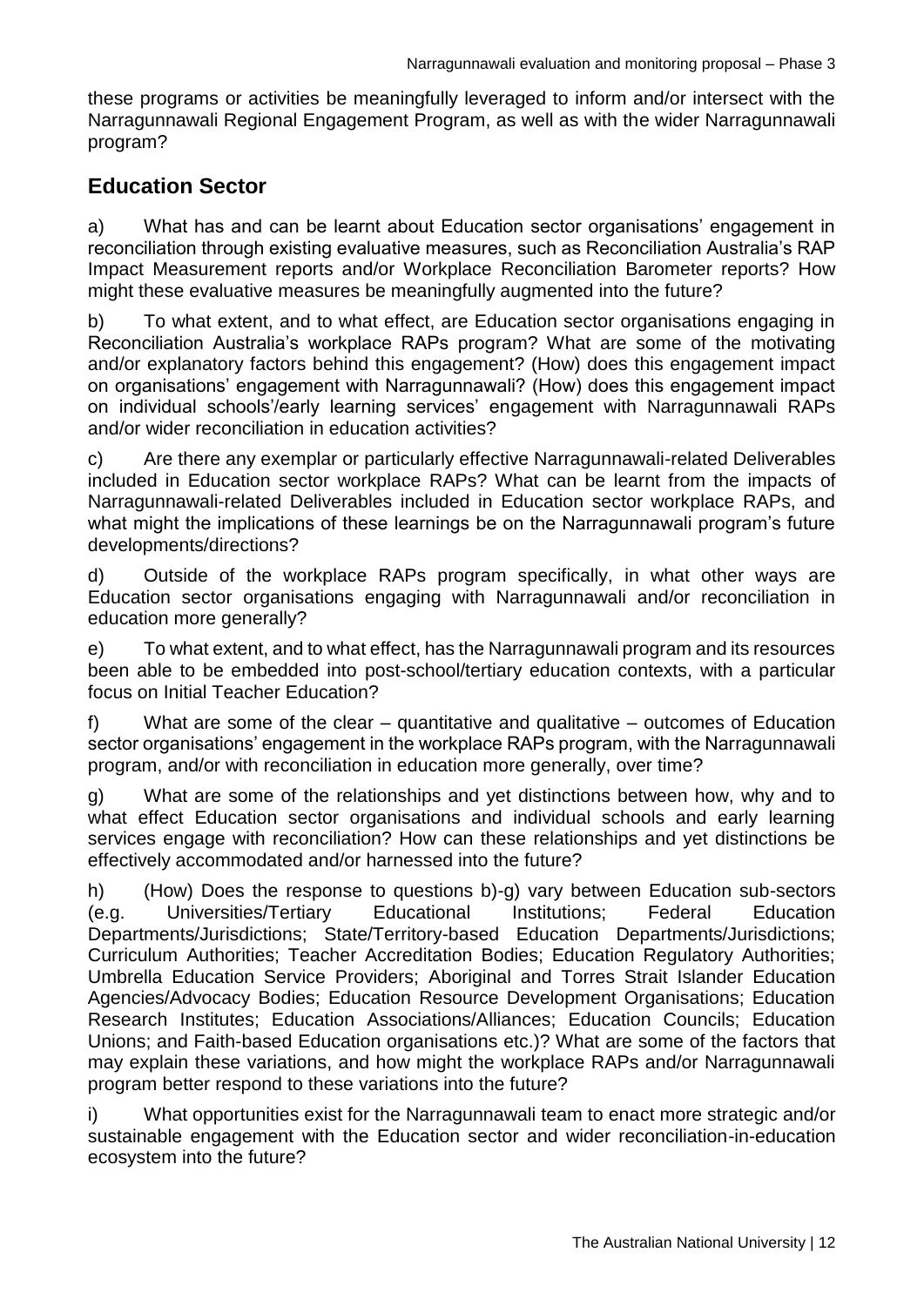these programs or activities be meaningfully leveraged to inform and/or intersect with the Narragunnawali Regional Engagement Program, as well as with the wider Narragunnawali program?

## Education Sector

a) What has and can be learnt about Education sector organisations' engagement in reconciliation through existing evaluative measures, such as Reconciliation Australia's RAP Impact Measurement reports and/or Workplace Reconciliation Barometer reports? How might these evaluative measures be meaningfully augmented into the future?

b) To what extent, and to what effect, are Education sector organisations engaging in Reconciliation Australia's workplace RAPs program? What are some of the motivating and/or explanatory factors behind this engagement? (How) does this engagement impact on organisations' engagement with Narragunnawali? (How) does this engagement impact on individual schools'/early learning services' engagement with Narragunnawali RAPs and/or wider reconciliation in education activities?

c) Are there any exemplar or particularly effective Narragunnawali-related Deliverables included in Education sector workplace RAPs? What can be learnt from the impacts of Narragunnawali-related Deliverables included in Education sector workplace RAPs, and what might the implications of these learnings be on the Narragunnawali program's future developments/directions?

d) Outside of the workplace RAPs program specifically, in what other ways are Education sector organisations engaging with Narragunnawali and/or reconciliation in education more generally?

e) To what extent, and to what effect, has the Narragunnawali program and its resources been able to be embedded into post-school/tertiary education contexts, with a particular focus on Initial Teacher Education?

f) What are some of the clear – quantitative and qualitative – outcomes of Education sector organisations' engagement in the workplace RAPs program, with the Narragunnawali program, and/or with reconciliation in education more generally, over time?

g) What are some of the relationships and yet distinctions between how, why and to what effect Education sector organisations and individual schools and early learning services engage with reconciliation? How can these relationships and yet distinctions be effectively accommodated and/or harnessed into the future?

h) (How) Does the response to questions b)-g) vary between Education sub-sectors (e.g. Universities/Tertiary Educational Institutions; Federal Education Departments/Jurisdictions; State/Territory-based Education Departments/Jurisdictions; Curriculum Authorities; Teacher Accreditation Bodies; Education Regulatory Authorities; Umbrella Education Service Providers; Aboriginal and Torres Strait Islander Education Agencies/Advocacy Bodies; Education Resource Development Organisations; Education Research Institutes; Education Associations/Alliances; Education Councils; Education Unions; and Faith-based Education organisations etc.)? What are some of the factors that may explain these variations, and how might the workplace RAPs and/or Narragunnawali program better respond to these variations into the future?

i) What opportunities exist for the Narragunnawali team to enact more strategic and/or sustainable engagement with the Education sector and wider reconciliation-in-education ecosystem into the future?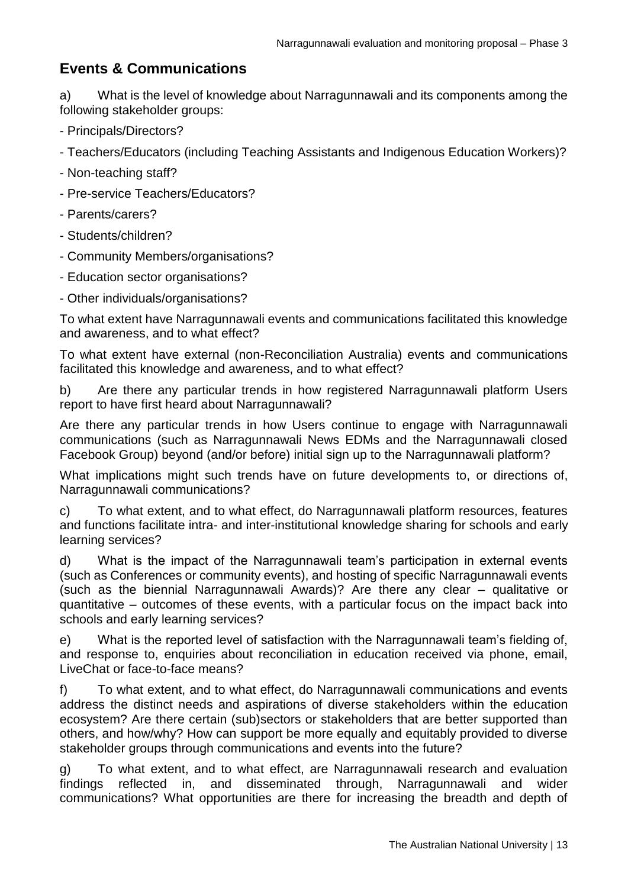## Events & Communications

a) What is the level of knowledge about Narragunnawali and its components among the following stakeholder groups:

- Principals/Directors?

- Teachers/Educators (including Teaching Assistants and Indigenous Education Workers)?

- Non-teaching staff?

- Pre-service Teachers/Educators?

- Parents/carers?

- Students/children?

- Community Members/organisations?

- Education sector organisations?

- Other individuals/organisations?

To what extent have Narragunnawali events and communications facilitated this knowledge and awareness, and to what effect?

To what extent have external (non-Reconciliation Australia) events and communications facilitated this knowledge and awareness, and to what effect?

b) Are there any particular trends in how registered Narragunnawali platform Users report to have first heard about Narragunnawali?

Are there any particular trends in how Users continue to engage with Narragunnawali communications (such as Narragunnawali News EDMs and the Narragunnawali closed Facebook Group) beyond (and/or before) initial sign up to the Narragunnawali platform?

What implications might such trends have on future developments to, or directions of, Narragunnawali communications?

c) To what extent, and to what effect, do Narragunnawali platform resources, features and functions facilitate intra- and inter-institutional knowledge sharing for schools and early learning services?

d) What is the impact of the Narragunnawali team's participation in external events (such as Conferences or community events), and hosting of specific Narragunnawali events (such as the biennial Narragunnawali Awards)? Are there any clear – qualitative or quantitative – outcomes of these events, with a particular focus on the impact back into schools and early learning services?

e) What is the reported level of satisfaction with the Narragunnawali team's fielding of, and response to, enquiries about reconciliation in education received via phone, email, LiveChat or face-to-face means?

f) To what extent, and to what effect, do Narragunnawali communications and events address the distinct needs and aspirations of diverse stakeholders within the education ecosystem? Are there certain (sub)sectors or stakeholders that are better supported than others, and how/why? How can support be more equally and equitably provided to diverse stakeholder groups through communications and events into the future?

g) To what extent, and to what effect, are Narragunnawali research and evaluation findings reflected in, and disseminated through, Narragunnawali and wider communications? What opportunities are there for increasing the breadth and depth of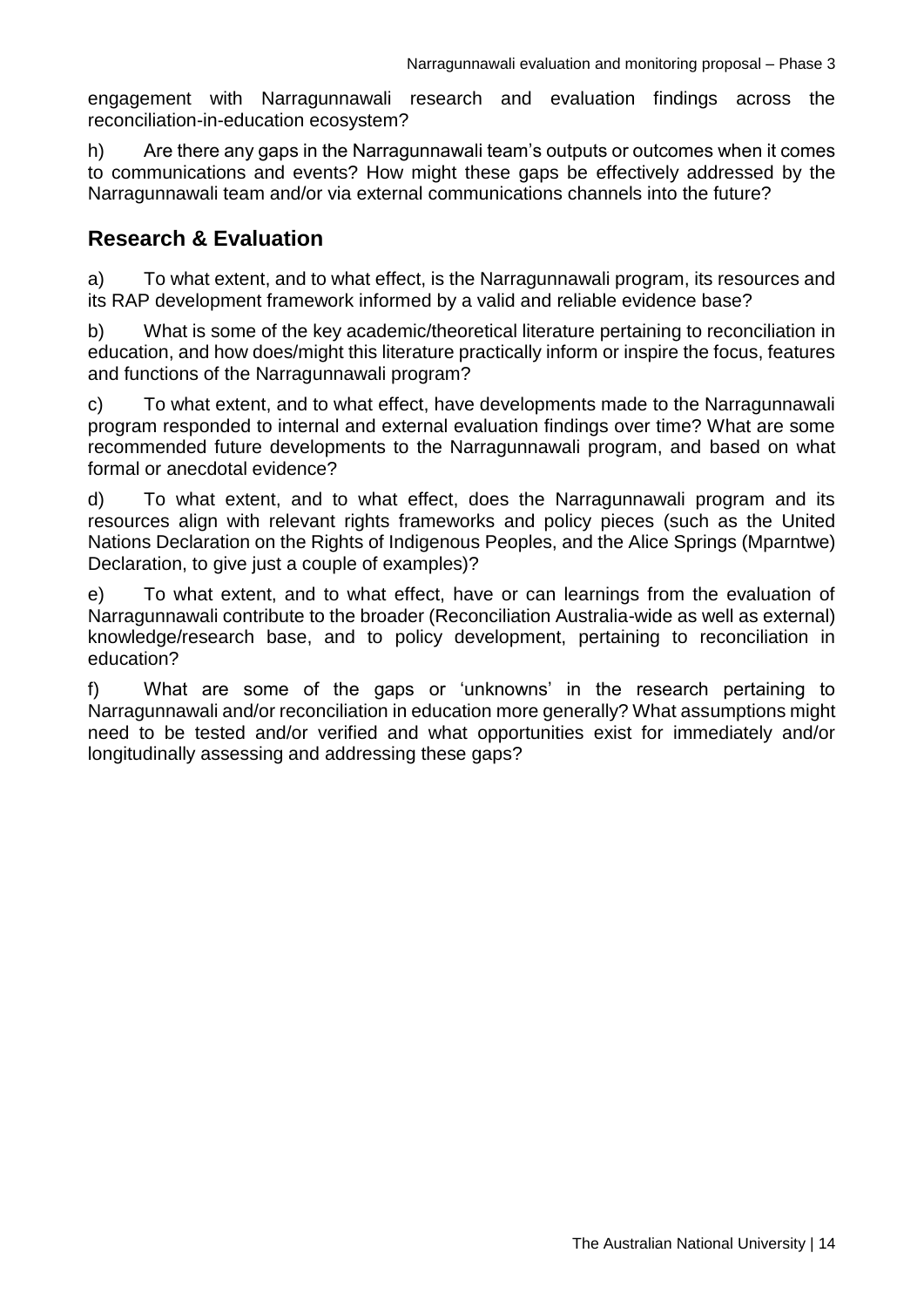engagement with Narragunnawali research and evaluation findings across the reconciliation-in-education ecosystem?

h) Are there any gaps in the Narragunnawali team's outputs or outcomes when it comes to communications and events? How might these gaps be effectively addressed by the Narragunnawali team and/or via external communications channels into the future?

## Research & Evaluation

a) To what extent, and to what effect, is the Narragunnawali program, its resources and its RAP development framework informed by a valid and reliable evidence base?

b) What is some of the key academic/theoretical literature pertaining to reconciliation in education, and how does/might this literature practically inform or inspire the focus, features and functions of the Narragunnawali program?

c) To what extent, and to what effect, have developments made to the Narragunnawali program responded to internal and external evaluation findings over time? What are some recommended future developments to the Narragunnawali program, and based on what formal or anecdotal evidence?

d) To what extent, and to what effect, does the Narragunnawali program and its resources align with relevant rights frameworks and policy pieces (such as the United Nations Declaration on the Rights of Indigenous Peoples, and the Alice Springs (Mparntwe) Declaration, to give just a couple of examples)?

e) To what extent, and to what effect, have or can learnings from the evaluation of Narragunnawali contribute to the broader (Reconciliation Australia-wide as well as external) knowledge/research base, and to policy development, pertaining to reconciliation in education?

f) What are some of the gaps or 'unknowns' in the research pertaining to Narragunnawali and/or reconciliation in education more generally? What assumptions might need to be tested and/or verified and what opportunities exist for immediately and/or longitudinally assessing and addressing these gaps?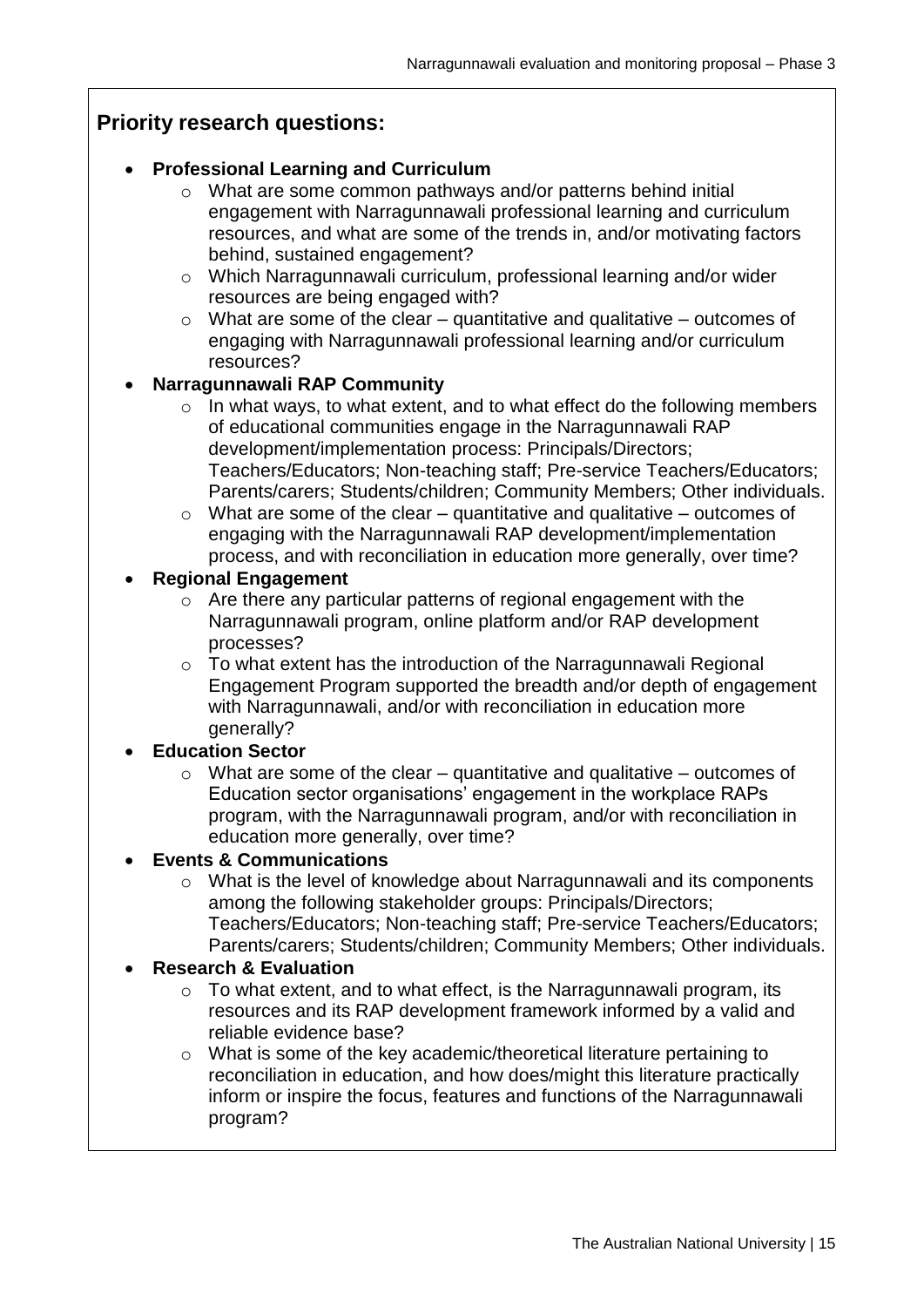## Priority research questions:

- **Professional Learning and Curriculum**
  - What are some common pathways and/or patterns behind initial engagement with Narragunnawali professional learning and curriculum resources, and what are some of the trends in, and/or motivating factors behind, sustained engagement?
  - Which Narragunnawali curriculum, professional learning and/or wider resources are being engaged with?
  - What are some of the clear – quantitative and qualitative – outcomes of engaging with Narragunnawali professional learning and/or curriculum resources?
- **Narragunnawali RAP Community**
  - In what ways, to what extent, and to what effect do the following members of educational communities engage in the Narragunnawali RAP development/implementation process: Principals/Directors; Teachers/Educators; Non-teaching staff; Pre-service Teachers/Educators; Parents/carers; Students/children; Community Members; Other individuals.
  - What are some of the clear – quantitative and qualitative – outcomes of engaging with the Narragunnawali RAP development/implementation process, and with reconciliation in education more generally, over time?
- **Regional Engagement**
  - Are there any particular patterns of regional engagement with the Narragunnawali program, online platform and/or RAP development processes?
  - To what extent has the introduction of the Narragunnawali Regional Engagement Program supported the breadth and/or depth of engagement with Narragunnawali, and/or with reconciliation in education more generally?
- **Education Sector**
  - What are some of the clear – quantitative and qualitative – outcomes of Education sector organisations' engagement in the workplace RAPs program, with the Narragunnawali program, and/or with reconciliation in education more generally, over time?
- **Events & Communications**
  - What is the level of knowledge about Narragunnawali and its components among the following stakeholder groups: Principals/Directors; Teachers/Educators; Non-teaching staff; Pre-service Teachers/Educators; Parents/carers; Students/children; Community Members; Other individuals.
- **Research & Evaluation**
  - To what extent, and to what effect, is the Narragunnawali program, its resources and its RAP development framework informed by a valid and reliable evidence base?
  - What is some of the key academic/theoretical literature pertaining to reconciliation in education, and how does/might this literature practically inform or inspire the focus, features and functions of the Narragunnawali program?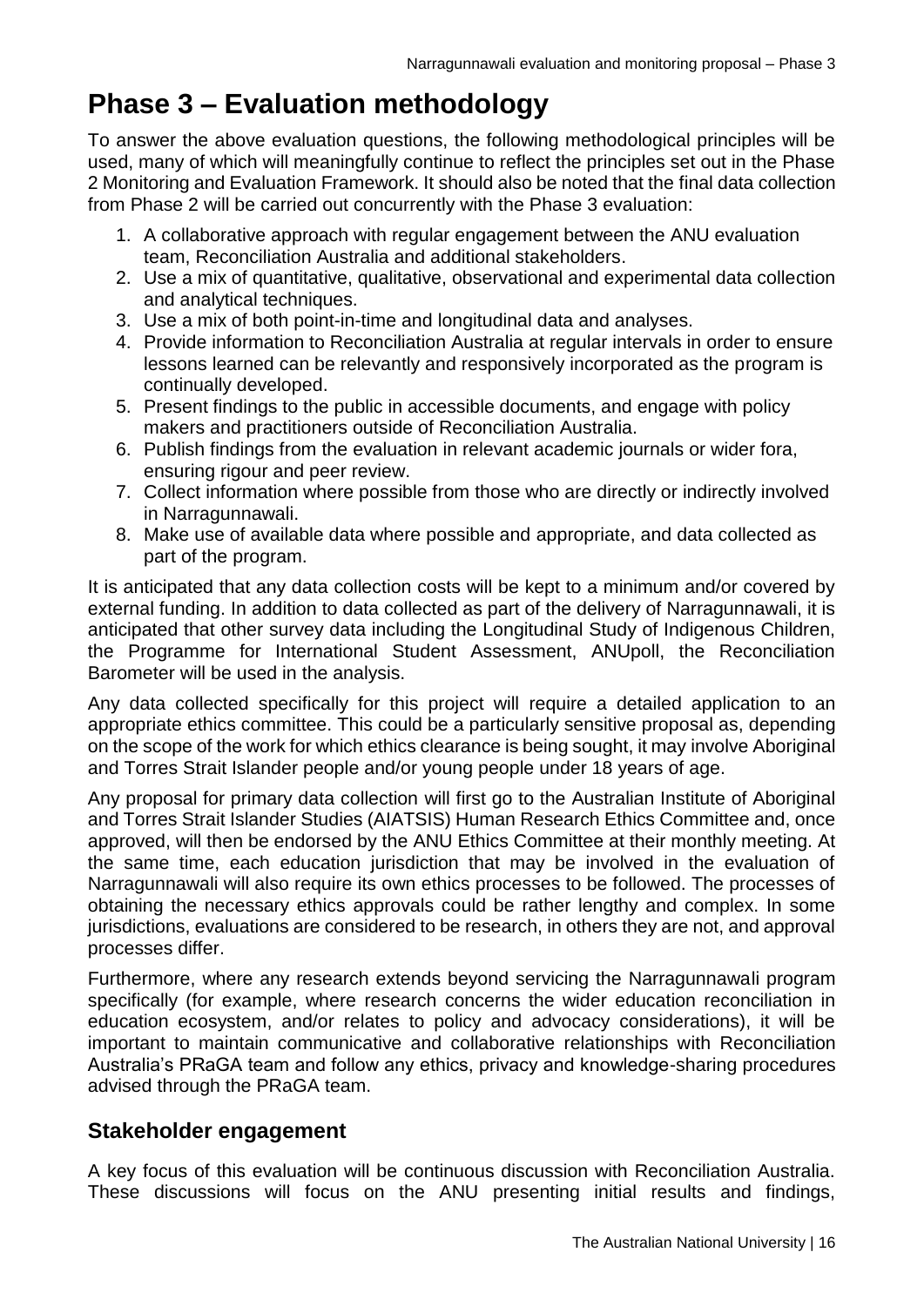# Phase 3 – Evaluation methodology

To answer the above evaluation questions, the following methodological principles will be used, many of which will meaningfully continue to reflect the principles set out in the Phase 2 Monitoring and Evaluation Framework. It should also be noted that the final data collection from Phase 2 will be carried out concurrently with the Phase 3 evaluation:

1. A collaborative approach with regular engagement between the ANU evaluation team, Reconciliation Australia and additional stakeholders.
2. Use a mix of quantitative, qualitative, observational and experimental data collection and analytical techniques.
3. Use a mix of both point-in-time and longitudinal data and analyses.
4. Provide information to Reconciliation Australia at regular intervals in order to ensure lessons learned can be relevantly and responsively incorporated as the program is continually developed.
5. Present findings to the public in accessible documents, and engage with policy makers and practitioners outside of Reconciliation Australia.
6. Publish findings from the evaluation in relevant academic journals or wider fora, ensuring rigour and peer review.
7. Collect information where possible from those who are directly or indirectly involved in Narragunnawali.
8. Make use of available data where possible and appropriate, and data collected as part of the program.

It is anticipated that any data collection costs will be kept to a minimum and/or covered by external funding. In addition to data collected as part of the delivery of Narragunnawali, it is anticipated that other survey data including the Longitudinal Study of Indigenous Children, the Programme for International Student Assessment, ANUpoll, the Reconciliation Barometer will be used in the analysis.

Any data collected specifically for this project will require a detailed application to an appropriate ethics committee. This could be a particularly sensitive proposal as, depending on the scope of the work for which ethics clearance is being sought, it may involve Aboriginal and Torres Strait Islander people and/or young people under 18 years of age.

Any proposal for primary data collection will first go to the Australian Institute of Aboriginal and Torres Strait Islander Studies (AIATSIS) Human Research Ethics Committee and, once approved, will then be endorsed by the ANU Ethics Committee at their monthly meeting. At the same time, each education jurisdiction that may be involved in the evaluation of Narragunnawali will also require its own ethics processes to be followed. The processes of obtaining the necessary ethics approvals could be rather lengthy and complex. In some jurisdictions, evaluations are considered to be research, in others they are not, and approval processes differ.

Furthermore, where any research extends beyond servicing the Narragunnawali program specifically (for example, where research concerns the wider education reconciliation in education ecosystem, and/or relates to policy and advocacy considerations), it will be important to maintain communicative and collaborative relationships with Reconciliation Australia's PRaGA team and follow any ethics, privacy and knowledge-sharing procedures advised through the PRaGA team.

## Stakeholder engagement

A key focus of this evaluation will be continuous discussion with Reconciliation Australia. These discussions will focus on the ANU presenting initial results and findings,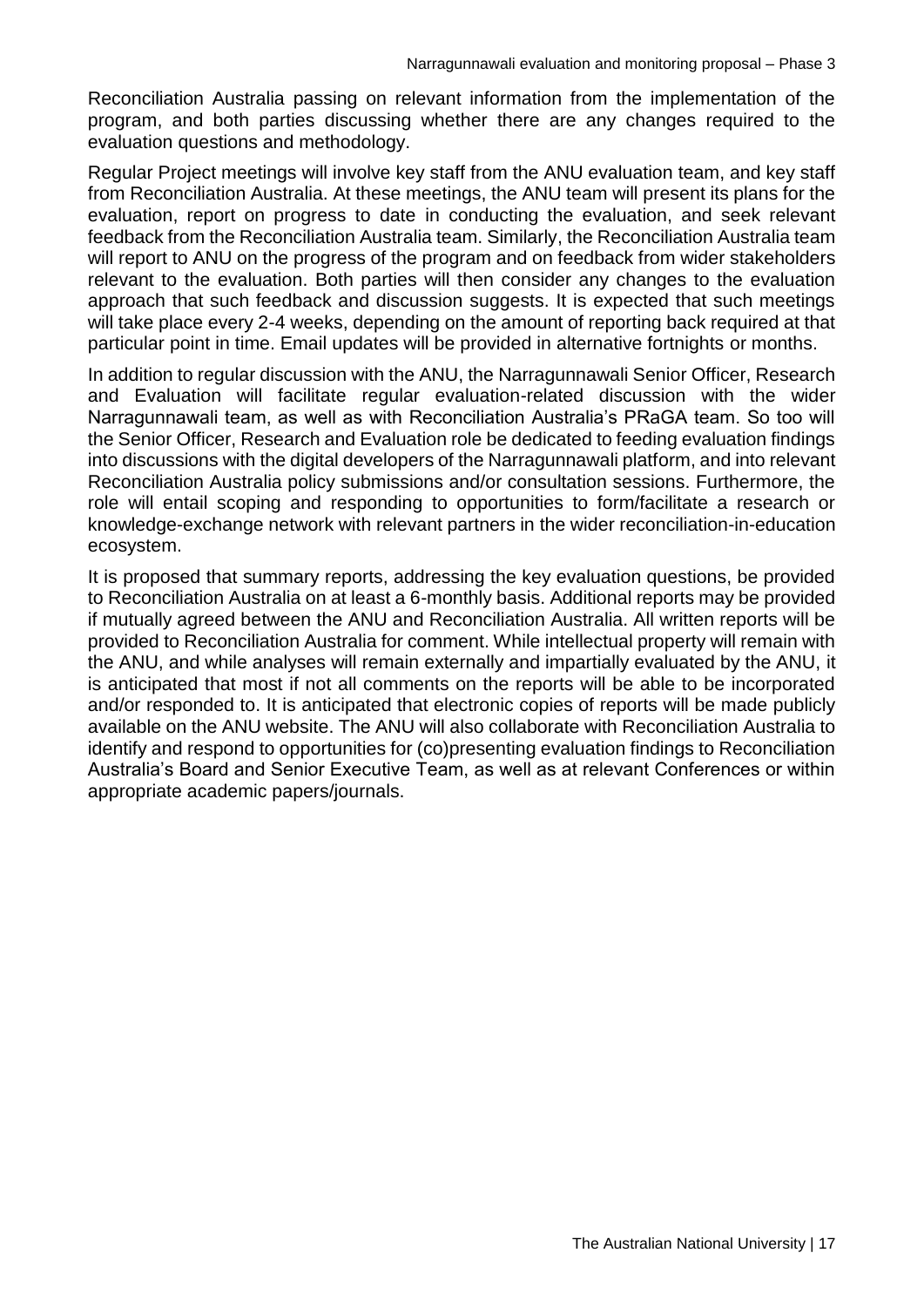Reconciliation Australia passing on relevant information from the implementation of the program, and both parties discussing whether there are any changes required to the evaluation questions and methodology.

Regular Project meetings will involve key staff from the ANU evaluation team, and key staff from Reconciliation Australia. At these meetings, the ANU team will present its plans for the evaluation, report on progress to date in conducting the evaluation, and seek relevant feedback from the Reconciliation Australia team. Similarly, the Reconciliation Australia team will report to ANU on the progress of the program and on feedback from wider stakeholders relevant to the evaluation. Both parties will then consider any changes to the evaluation approach that such feedback and discussion suggests. It is expected that such meetings will take place every 2-4 weeks, depending on the amount of reporting back required at that particular point in time. Email updates will be provided in alternative fortnights or months.

In addition to regular discussion with the ANU, the Narragunnawali Senior Officer, Research and Evaluation will facilitate regular evaluation-related discussion with the wider Narragunnawali team, as well as with Reconciliation Australia's PRaGA team. So too will the Senior Officer, Research and Evaluation role be dedicated to feeding evaluation findings into discussions with the digital developers of the Narragunnawali platform, and into relevant Reconciliation Australia policy submissions and/or consultation sessions. Furthermore, the role will entail scoping and responding to opportunities to form/facilitate a research or knowledge-exchange network with relevant partners in the wider reconciliation-in-education ecosystem.

It is proposed that summary reports, addressing the key evaluation questions, be provided to Reconciliation Australia on at least a 6-monthly basis. Additional reports may be provided if mutually agreed between the ANU and Reconciliation Australia. All written reports will be provided to Reconciliation Australia for comment. While intellectual property will remain with the ANU, and while analyses will remain externally and impartially evaluated by the ANU, it is anticipated that most if not all comments on the reports will be able to be incorporated and/or responded to. It is anticipated that electronic copies of reports will be made publicly available on the ANU website. The ANU will also collaborate with Reconciliation Australia to identify and respond to opportunities for (co)presenting evaluation findings to Reconciliation Australia's Board and Senior Executive Team, as well as at relevant Conferences or within appropriate academic papers/journals.